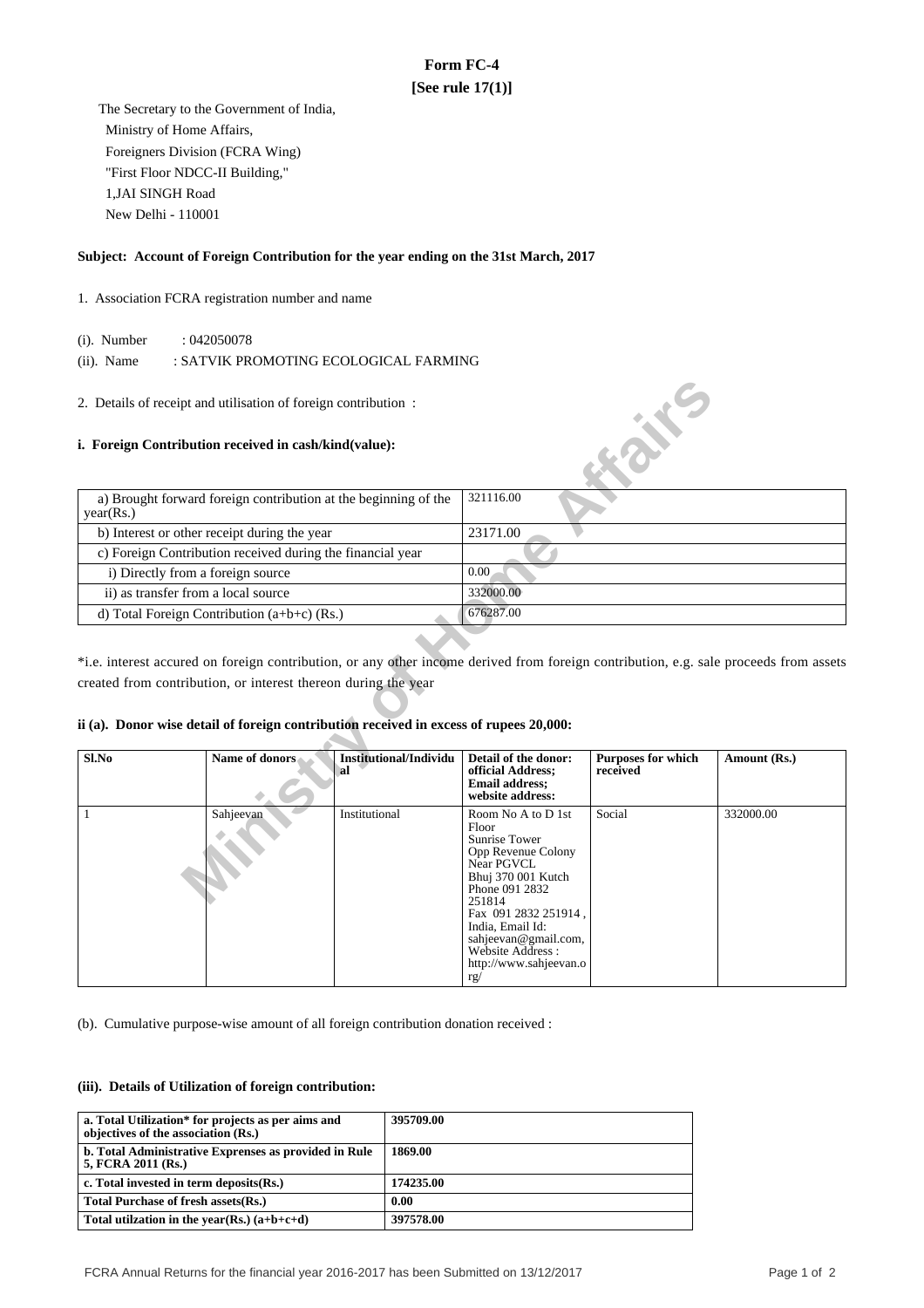# Form FC-4
**[See rule 17(1)]**

The Secretary to the Government of India,
Ministry of Home Affairs,
Foreigners Division (FCRA Wing)
"First Floor NDCC-II Building,"
1,JAI SINGH Road
New Delhi - 110001

**Subject: Account of Foreign Contribution for the year ending on the 31st March, 2017**

1. Association FCRA registration number and name

(i). Number : 042050078

(ii). Name : SATVIK PROMOTING ECOLOGICAL FARMING

2. Details of receipt and utilisation of foreign contribution :

**i. Foreign Contribution received in cash/kind(value):**

| | |
|---|---|
| a) Brought forward foreign contribution at the beginning of the year(Rs.) | 321116.00 |
| b) Interest or other receipt during the year | 23171.00 |
| c) Foreign Contribution received during the financial year | |
| i) Directly from a foreign source | 0.00 |
| ii) as transfer from a local source | 332000.00 |
| d) Total Foreign Contribution (a+b+c) (Rs.) | 676287.00 |

*i.e. interest accured on foreign contribution, or any other income derived from foreign contribution, e.g. sale proceeds from assets created from contribution, or interest thereon during the year

**ii (a). Donor wise detail of foreign contribution received in excess of rupees 20,000:**

| Sl.No | Name of donors | Institutional/Individual | Detail of the donor: official Address; Email address; website address: | Purposes for which received | Amount (Rs.) |
|---|---|---|---|---|---|
| 1 | Sahjeevan | Institutional | Room No A to D 1st Floor Sunrise Tower Opp Revenue Colony Near PGVCL Bhuj 370 001 Kutch Phone 091 2832 251814 Fax 091 2832 251914 , India, Email Id: sahjeevan@gmail.com, Website Address : http://www.sahjeevan.org/ | Social | 332000.00 |

(b). Cumulative purpose-wise amount of all foreign contribution donation received :

**(iii). Details of Utilization of foreign contribution:**

| | |
|---|---|
| **a. Total Utilization* for projects as per aims and objectives of the association (Rs.)** | **395709.00** |
| **b. Total Administrative Exprenses as provided in Rule 5, FCRA 2011 (Rs.)** | **1869.00** |
| **c. Total invested in term deposits(Rs.)** | **174235.00** |
| **Total Purchase of fresh assets(Rs.)** | **0.00** |
| **Total utilzation in the year(Rs.) (a+b+c+d)** | **397578.00** |

FCRA Annual Returns for the financial year 2016-2017 has been Submitted on 13/12/2017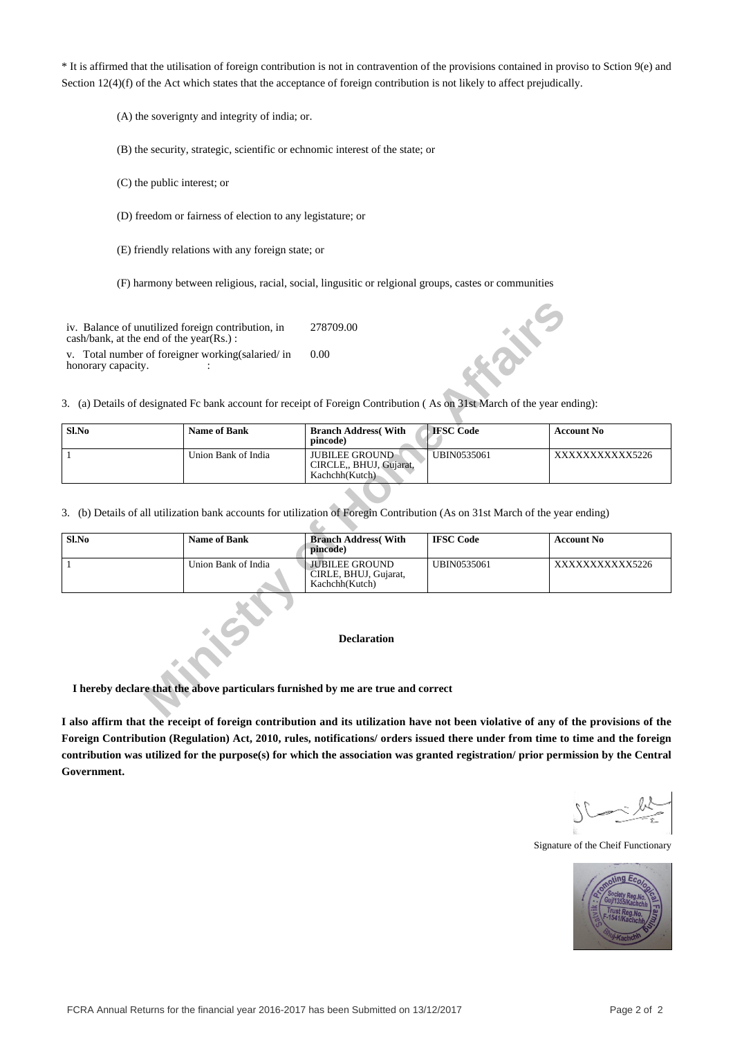* It is affirmed that the utilisation of foreign contribution is not in contravention of the provisions contained in proviso to Sction 9(e) and Section 12(4)(f) of the Act which states that the acceptance of foreign contribution is not likely to affect prejudically.

(A) the soverignty and integrity of india; or.

(B) the security, strategic, scientific or echnomic interest of the state; or

(C) the public interest; or

(D) freedom or fairness of election to any legistature; or

(E) friendly relations with any foreign state; or

(F) harmony between religious, racial, social, lingusitic or relgional groups, castes or communities

| | |
|---|---|
| iv. Balance of unutilized foreign contribution, in cash/bank, at the end of the year(Rs.) : | 278709.00 |
| v. Total number of foreigner working(salaried/ in honorary capacity. : | 0.00 |

3. (a) Details of designated Fc bank account for receipt of Foreign Contribution ( As on 31st March of the year ending):

| Sl.No | Name of Bank | Branch Address( With pincode) | IFSC Code | Account No |
|---|---|---|---|---|
| 1 | Union Bank of India | JUBILEE GROUND CIRCLE,, BHUJ, Gujarat, Kachchh(Kutch) | UBIN0535061 | XXXXXXXXXXX5226 |

3. (b) Details of all utilization bank accounts for utilization of Foregin Contribution (As on 31st March of the year ending)

| Sl.No | Name of Bank | Branch Address( With pincode) | IFSC Code | Account No |
|---|---|---|---|---|
| 1 | Union Bank of India | JUBILEE GROUND CIRLE, BHUJ, Gujarat, Kachchh(Kutch) | UBIN0535061 | XXXXXXXXXXX5226 |

**Declaration**

**I hereby declare that the above particulars furnished by me are true and correct**

**I also affirm that the receipt of foreign contribution and its utilization have not been violative of any of the provisions of the Foreign Contribution (Regulation) Act, 2010, rules, notifications/ orders issued there under from time to time and the foreign contribution was utilized for the purpose(s) for which the association was granted registration/ prior permission by the Central Government.**

Signature of the Cheif Functionary

FCRA Annual Returns for the financial year 2016-2017 has been Submitted on 13/12/2017